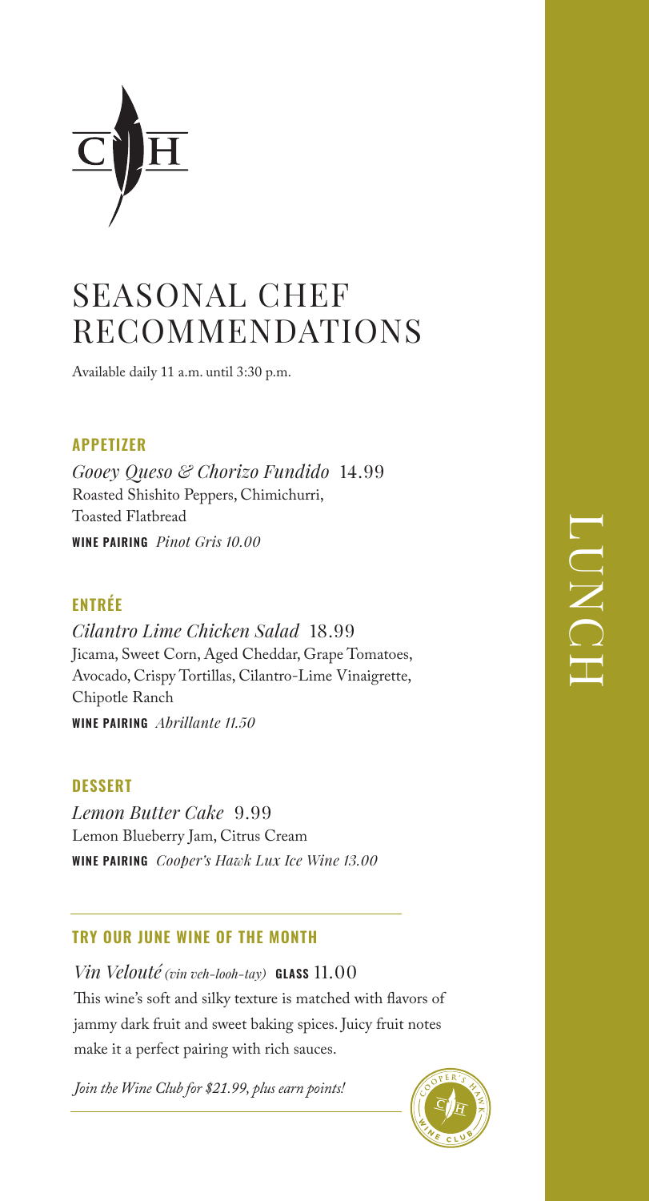# SEASONAL CHEF RECOMMENDATIONS

Available daily 11 a.m. until 3:30 p.m.

LUNCH

## APPETIZER

*Gooey Queso & Chorizo Fundido* 14.99
Roasted Shishito Peppers, Chimichurri, Toasted Flatbread
**WINE PAIRING** *Pinot Gris 10.00*

## ENTRÉE

*Cilantro Lime Chicken Salad* 18.99
Jicama, Sweet Corn, Aged Cheddar, Grape Tomatoes, Avocado, Crispy Tortillas, Cilantro-Lime Vinaigrette, Chipotle Ranch
**WINE PAIRING** *Abrillante 11.50*

## DESSERT

*Lemon Butter Cake* 9.99
Lemon Blueberry Jam, Citrus Cream
**WINE PAIRING** *Cooper's Hawk Lux Ice Wine 13.00*

---

## TRY OUR JUNE WINE OF THE MONTH

*Vin Velouté (vin veh-looh-tay)* **GLASS** 11.00
This wine's soft and silky texture is matched with flavors of jammy dark fruit and sweet baking spices. Juicy fruit notes make it a perfect pairing with rich sauces.

*Join the Wine Club for $21.99, plus earn points!*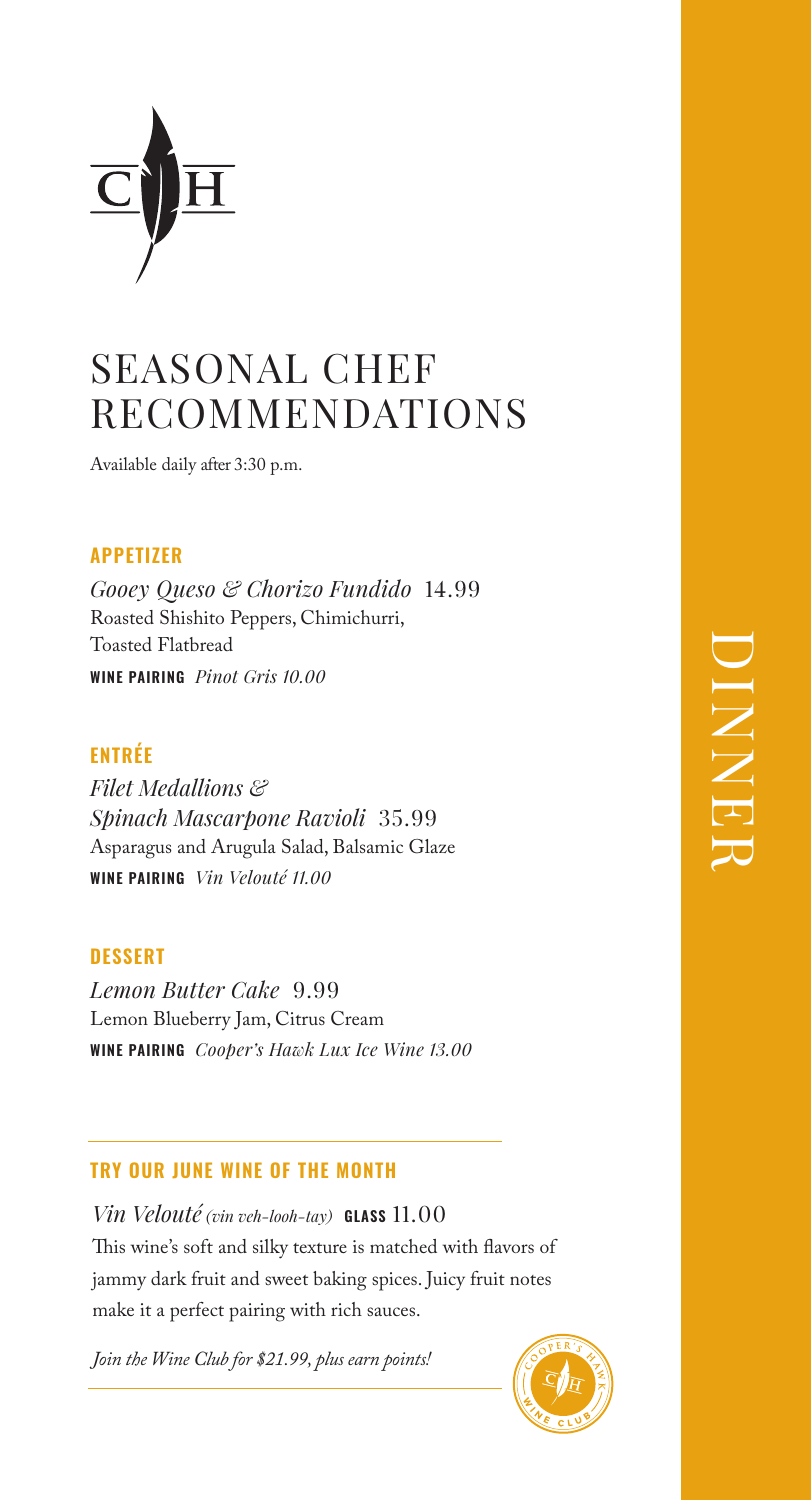# SEASONAL CHEF RECOMMENDATIONS

Available daily after 3:30 p.m.

## APPETIZER

*Gooey Queso & Chorizo Fundido* 14.99
Roasted Shishito Peppers, Chimichurri, Toasted Flatbread
**WINE PAIRING** *Pinot Gris 10.00*

## ENTRÉE

*Filet Medallions & Spinach Mascarpone Ravioli* 35.99
Asparagus and Arugula Salad, Balsamic Glaze
**WINE PAIRING** *Vin Velouté 11.00*

## DESSERT

*Lemon Butter Cake* 9.99
Lemon Blueberry Jam, Citrus Cream
**WINE PAIRING** *Cooper's Hawk Lux Ice Wine 13.00*

## TRY OUR JUNE WINE OF THE MONTH

*Vin Velouté (vin veh-looh-tay)* **GLASS** 11.00
This wine's soft and silky texture is matched with flavors of jammy dark fruit and sweet baking spices. Juicy fruit notes make it a perfect pairing with rich sauces.

*Join the Wine Club for $21.99, plus earn points!*

DINNER